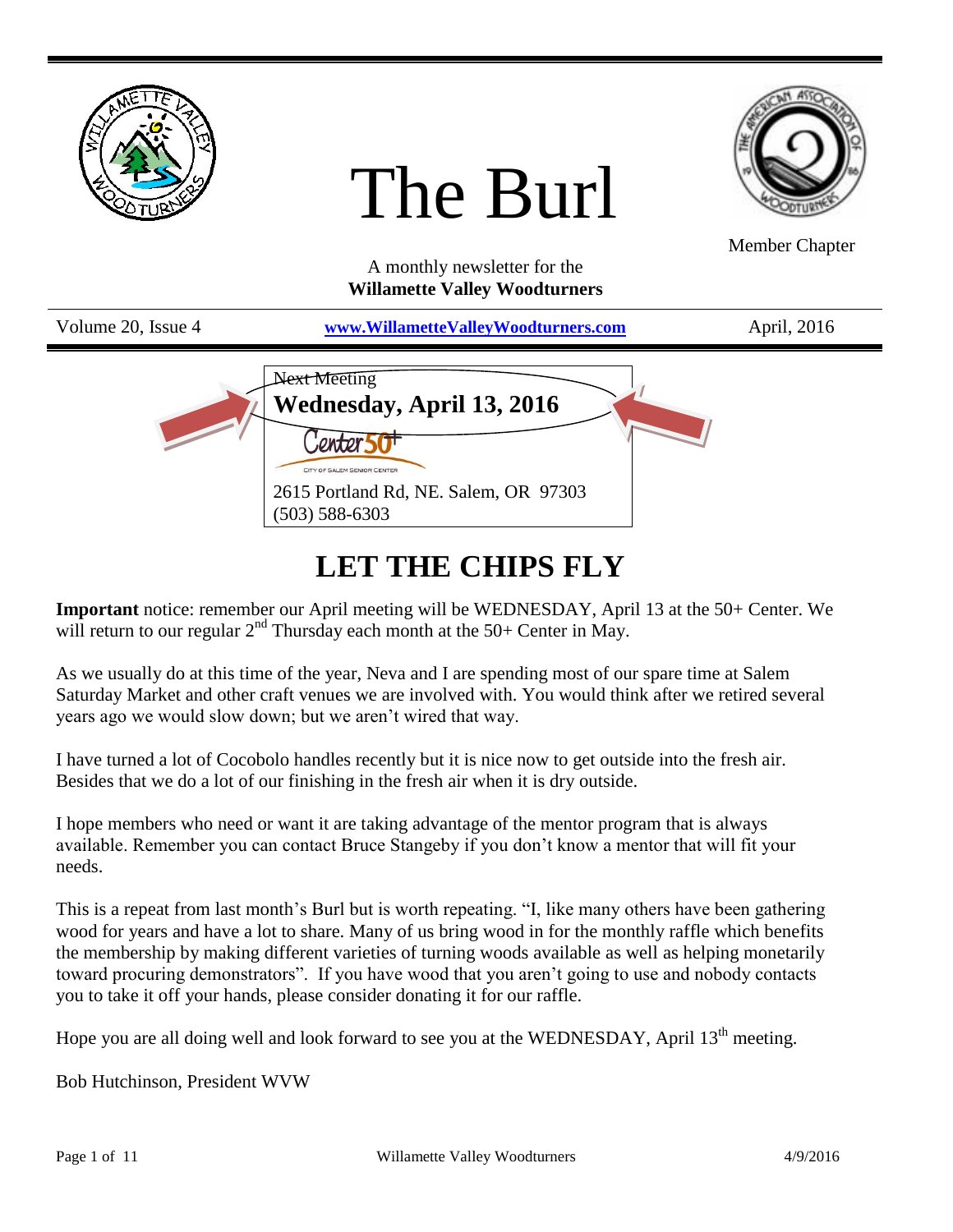# The Burl

Member Chapter

A monthly newsletter for the
**Willamette Valley Woodturners**

Volume 20, Issue 4 | **www.WillametteValleyWoodturners.com** | April, 2016

Next Meeting
**Wednesday, April 13, 2016**

Center 50+
CITY OF SALEM SENIOR CENTER

2615 Portland Rd, NE. Salem, OR 97303
(503) 588-6303

## LET THE CHIPS FLY

**Important** notice: remember our April meeting will be WEDNESDAY, April 13 at the 50+ Center. We will return to our regular 2nd Thursday each month at the 50+ Center in May.

As we usually do at this time of the year, Neva and I are spending most of our spare time at Salem Saturday Market and other craft venues we are involved with. You would think after we retired several years ago we would slow down; but we aren't wired that way.

I have turned a lot of Cocobolo handles recently but it is nice now to get outside into the fresh air. Besides that we do a lot of our finishing in the fresh air when it is dry outside.

I hope members who need or want it are taking advantage of the mentor program that is always available. Remember you can contact Bruce Stangeby if you don't know a mentor that will fit your needs.

This is a repeat from last month's Burl but is worth repeating. "I, like many others have been gathering wood for years and have a lot to share. Many of us bring wood in for the monthly raffle which benefits the membership by making different varieties of turning woods available as well as helping monetarily toward procuring demonstrators". If you have wood that you aren't going to use and nobody contacts you to take it off your hands, please consider donating it for our raffle.

Hope you are all doing well and look forward to see you at the WEDNESDAY, April 13th meeting.

Bob Hutchinson, President WVW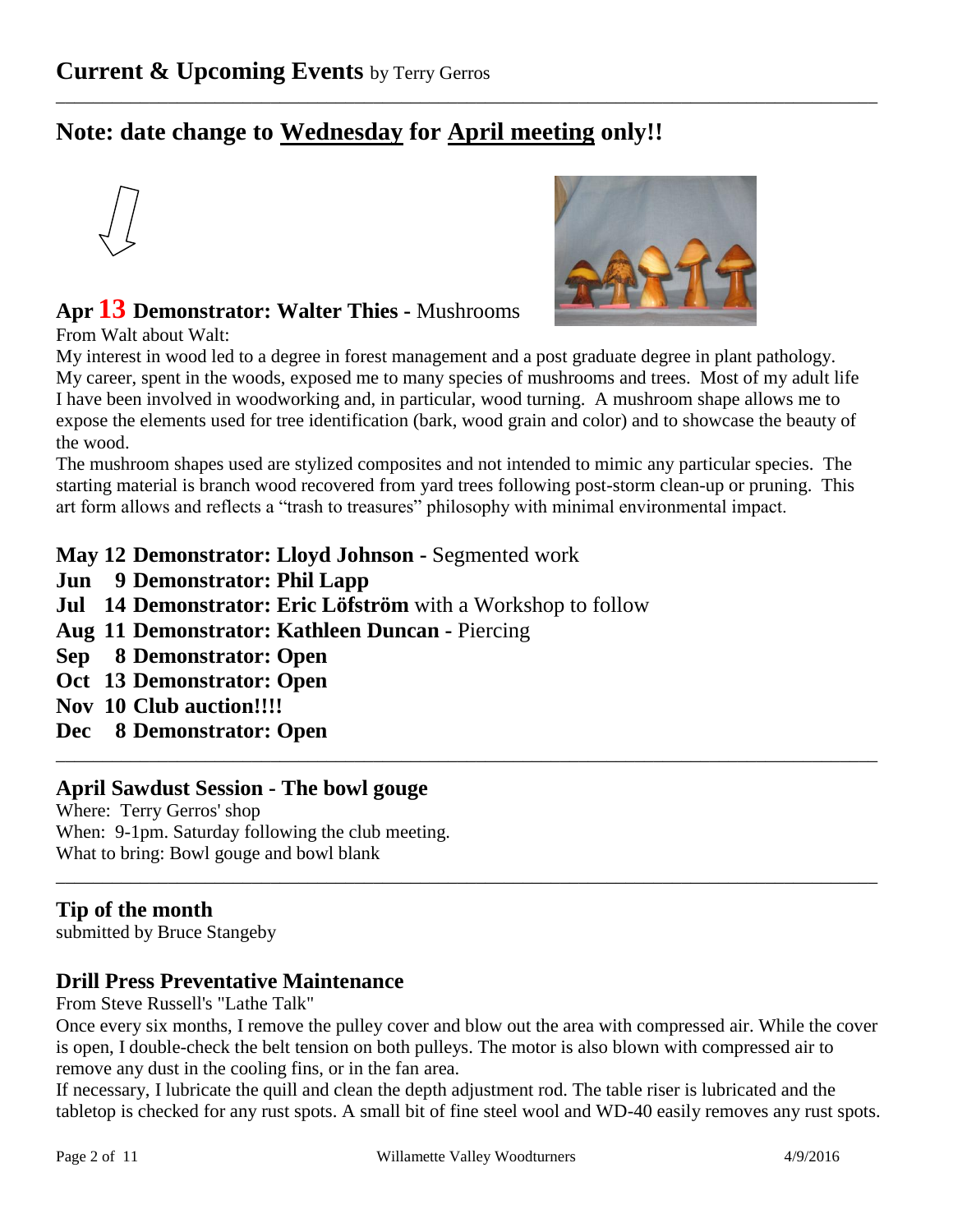## Current & Upcoming Events by Terry Gerros

### Note: date change to Wednesday for April meeting only!!

**Apr 13 Demonstrator: Walter Thies** - Mushrooms

From Walt about Walt:

My interest in wood led to a degree in forest management and a post graduate degree in plant pathology. My career, spent in the woods, exposed me to many species of mushrooms and trees. Most of my adult life I have been involved in woodworking and, in particular, wood turning. A mushroom shape allows me to expose the elements used for tree identification (bark, wood grain and color) and to showcase the beauty of the wood.

The mushroom shapes used are stylized composites and not intended to mimic any particular species. The starting material is branch wood recovered from yard trees following post-storm clean-up or pruning. This art form allows and reflects a "trash to treasures" philosophy with minimal environmental impact.

**May 12 Demonstrator: Lloyd Johnson** - Segmented work
**Jun 9 Demonstrator: Phil Lapp**
**Jul 14 Demonstrator: Eric Löfström** with a Workshop to follow
**Aug 11 Demonstrator: Kathleen Duncan** - Piercing
**Sep 8 Demonstrator: Open**
**Oct 13 Demonstrator: Open**
**Nov 10 Club auction!!!!**
**Dec 8 Demonstrator: Open**

---

### April Sawdust Session - The bowl gouge

Where: Terry Gerros' shop
When: 9-1pm. Saturday following the club meeting.
What to bring: Bowl gouge and bowl blank

---

### Tip of the month

submitted by Bruce Stangeby

### Drill Press Preventative Maintenance

From Steve Russell's "Lathe Talk"

Once every six months, I remove the pulley cover and blow out the area with compressed air. While the cover is open, I double-check the belt tension on both pulleys. The motor is also blown with compressed air to remove any dust in the cooling fins, or in the fan area.

If necessary, I lubricate the quill and clean the depth adjustment rod. The table riser is lubricated and the tabletop is checked for any rust spots. A small bit of fine steel wool and WD-40 easily removes any rust spots.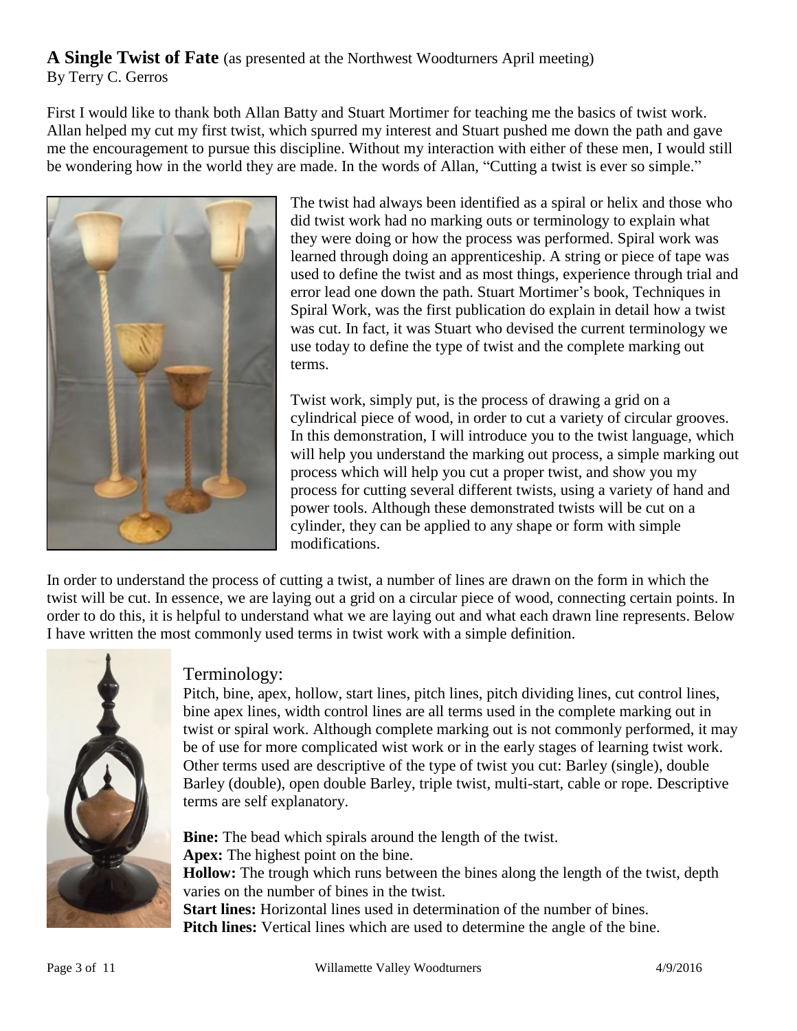**A Single Twist of Fate** (as presented at the Northwest Woodturners April meeting)
By Terry C. Gerros

First I would like to thank both Allan Batty and Stuart Mortimer for teaching me the basics of twist work. Allan helped my cut my first twist, which spurred my interest and Stuart pushed me down the path and gave me the encouragement to pursue this discipline. Without my interaction with either of these men, I would still be wondering how in the world they are made. In the words of Allan, "Cutting a twist is ever so simple."

The twist had always been identified as a spiral or helix and those who did twist work had no marking outs or terminology to explain what they were doing or how the process was performed. Spiral work was learned through doing an apprenticeship. A string or piece of tape was used to define the twist and as most things, experience through trial and error lead one down the path. Stuart Mortimer's book, Techniques in Spiral Work, was the first publication do explain in detail how a twist was cut. In fact, it was Stuart who devised the current terminology we use today to define the type of twist and the complete marking out terms.

Twist work, simply put, is the process of drawing a grid on a cylindrical piece of wood, in order to cut a variety of circular grooves. In this demonstration, I will introduce you to the twist language, which will help you understand the marking out process, a simple marking out process which will help you cut a proper twist, and show you my process for cutting several different twists, using a variety of hand and power tools. Although these demonstrated twists will be cut on a cylinder, they can be applied to any shape or form with simple modifications.

In order to understand the process of cutting a twist, a number of lines are drawn on the form in which the twist will be cut. In essence, we are laying out a grid on a circular piece of wood, connecting certain points. In order to do this, it is helpful to understand what we are laying out and what each drawn line represents. Below I have written the most commonly used terms in twist work with a simple definition.

## Terminology:

Pitch, bine, apex, hollow, start lines, pitch lines, pitch dividing lines, cut control lines, bine apex lines, width control lines are all terms used in the complete marking out in twist or spiral work. Although complete marking out is not commonly performed, it may be of use for more complicated wist work or in the early stages of learning twist work. Other terms used are descriptive of the type of twist you cut: Barley (single), double Barley (double), open double Barley, triple twist, multi-start, cable or rope. Descriptive terms are self explanatory.

**Bine:** The bead which spirals around the length of the twist.
**Apex:** The highest point on the bine.
**Hollow:** The trough which runs between the bines along the length of the twist, depth varies on the number of bines in the twist.
**Start lines:** Horizontal lines used in determination of the number of bines.
**Pitch lines:** Vertical lines which are used to determine the angle of the bine.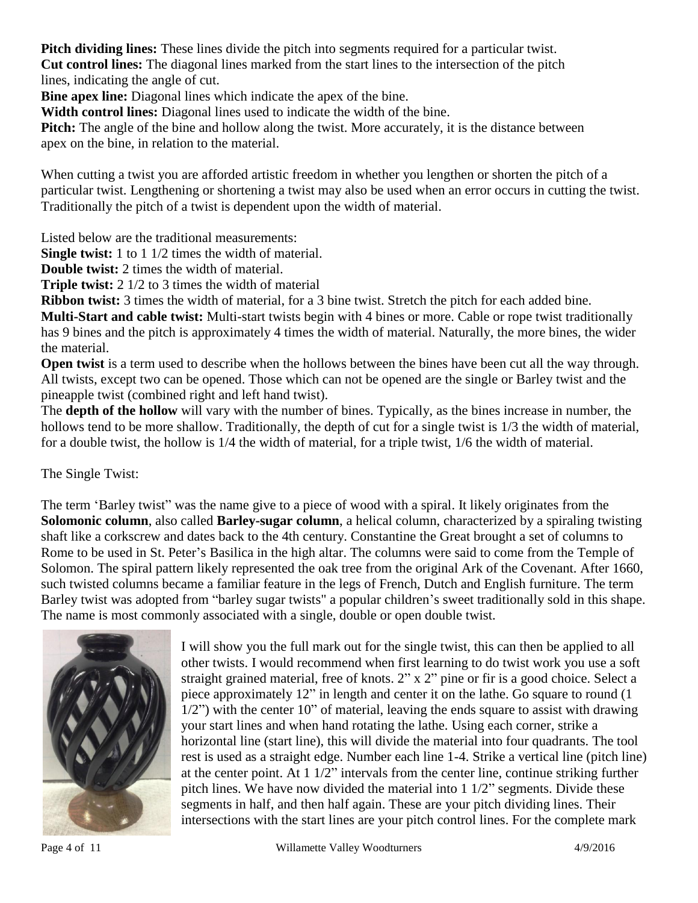**Pitch dividing lines:** These lines divide the pitch into segments required for a particular twist.
**Cut control lines:** The diagonal lines marked from the start lines to the intersection of the pitch lines, indicating the angle of cut.
**Bine apex line:** Diagonal lines which indicate the apex of the bine.
**Width control lines:** Diagonal lines used to indicate the width of the bine.
**Pitch:** The angle of the bine and hollow along the twist. More accurately, it is the distance between apex on the bine, in relation to the material.

When cutting a twist you are afforded artistic freedom in whether you lengthen or shorten the pitch of a particular twist. Lengthening or shortening a twist may also be used when an error occurs in cutting the twist. Traditionally the pitch of a twist is dependent upon the width of material.

Listed below are the traditional measurements:
**Single twist:** 1 to 1 1/2 times the width of material.
**Double twist:** 2 times the width of material.
**Triple twist:** 2 1/2 to 3 times the width of material
**Ribbon twist:** 3 times the width of material, for a 3 bine twist. Stretch the pitch for each added bine.
**Multi-Start and cable twist:** Multi-start twists begin with 4 bines or more. Cable or rope twist traditionally has 9 bines and the pitch is approximately 4 times the width of material. Naturally, the more bines, the wider the material.
**Open twist** is a term used to describe when the hollows between the bines have been cut all the way through. All twists, except two can be opened. Those which can not be opened are the single or Barley twist and the pineapple twist (combined right and left hand twist).
The **depth of the hollow** will vary with the number of bines. Typically, as the bines increase in number, the hollows tend to be more shallow. Traditionally, the depth of cut for a single twist is 1/3 the width of material, for a double twist, the hollow is 1/4 the width of material, for a triple twist, 1/6 the width of material.

The Single Twist:

The term 'Barley twist" was the name give to a piece of wood with a spiral. It likely originates from the **Solomonic column**, also called **Barley-sugar column**, a helical column, characterized by a spiraling twisting shaft like a corkscrew and dates back to the 4th century. Constantine the Great brought a set of columns to Rome to be used in St. Peter's Basilica in the high altar. The columns were said to come from the Temple of Solomon. The spiral pattern likely represented the oak tree from the original Ark of the Covenant. After 1660, such twisted columns became a familiar feature in the legs of French, Dutch and English furniture. The term Barley twist was adopted from "barley sugar twists" a popular children's sweet traditionally sold in this shape. The name is most commonly associated with a single, double or open double twist.

I will show you the full mark out for the single twist, this can then be applied to all other twists. I would recommend when first learning to do twist work you use a soft straight grained material, free of knots. 2" x 2" pine or fir is a good choice. Select a piece approximately 12" in length and center it on the lathe. Go square to round (1 1/2") with the center 10" of material, leaving the ends square to assist with drawing your start lines and when hand rotating the lathe. Using each corner, strike a horizontal line (start line), this will divide the material into four quadrants. The tool rest is used as a straight edge. Number each line 1-4. Strike a vertical line (pitch line) at the center point. At 1 1/2" intervals from the center line, continue striking further pitch lines. We have now divided the material into 1 1/2" segments. Divide these segments in half, and then half again. These are your pitch dividing lines. Their intersections with the start lines are your pitch control lines. For the complete mark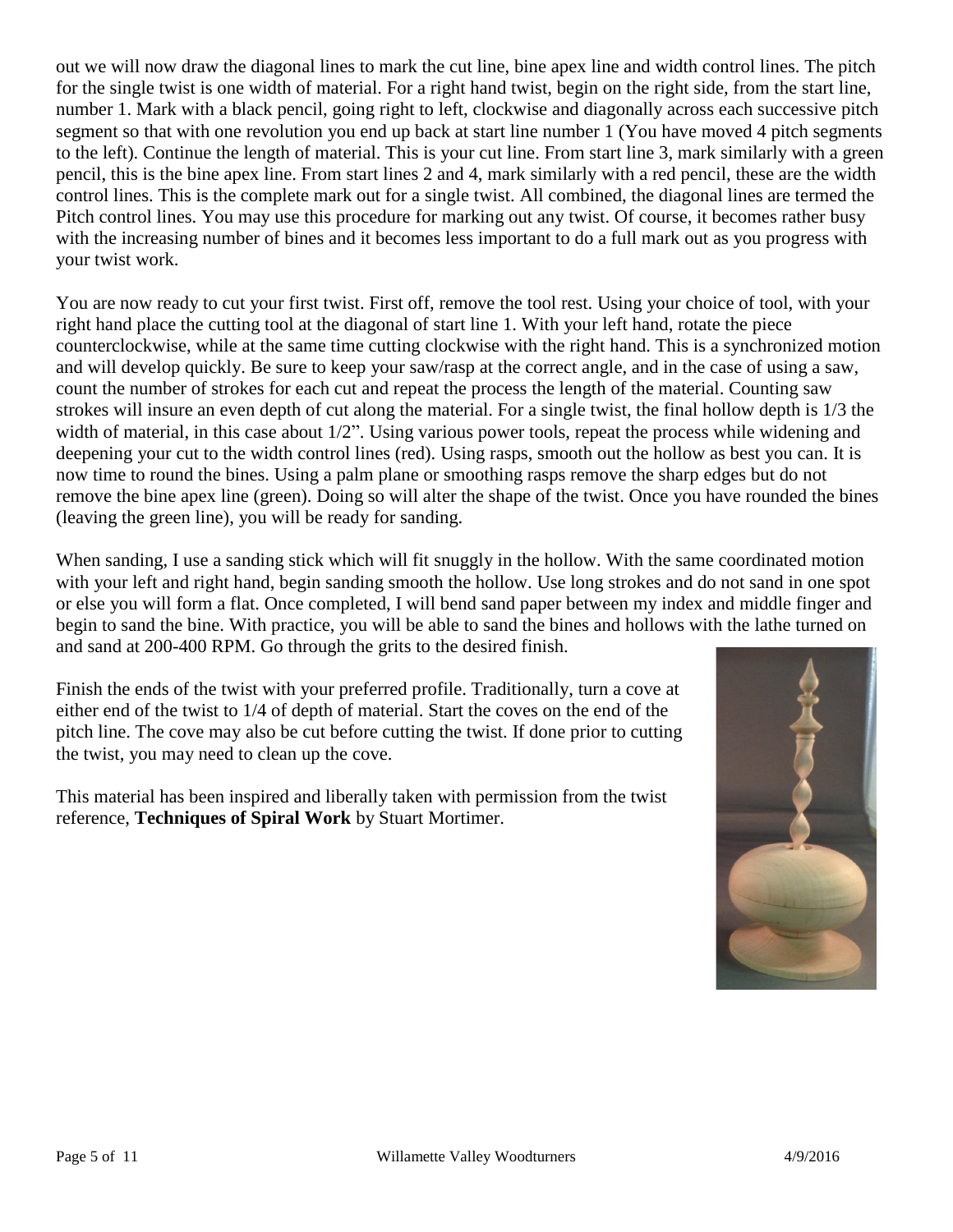out we will now draw the diagonal lines to mark the cut line, bine apex line and width control lines. The pitch for the single twist is one width of material. For a right hand twist, begin on the right side, from the start line, number 1. Mark with a black pencil, going right to left, clockwise and diagonally across each successive pitch segment so that with one revolution you end up back at start line number 1 (You have moved 4 pitch segments to the left). Continue the length of material. This is your cut line. From start line 3, mark similarly with a green pencil, this is the bine apex line. From start lines 2 and 4, mark similarly with a red pencil, these are the width control lines. This is the complete mark out for a single twist. All combined, the diagonal lines are termed the Pitch control lines. You may use this procedure for marking out any twist. Of course, it becomes rather busy with the increasing number of bines and it becomes less important to do a full mark out as you progress with your twist work.

You are now ready to cut your first twist. First off, remove the tool rest. Using your choice of tool, with your right hand place the cutting tool at the diagonal of start line 1. With your left hand, rotate the piece counterclockwise, while at the same time cutting clockwise with the right hand. This is a synchronized motion and will develop quickly. Be sure to keep your saw/rasp at the correct angle, and in the case of using a saw, count the number of strokes for each cut and repeat the process the length of the material. Counting saw strokes will insure an even depth of cut along the material. For a single twist, the final hollow depth is 1/3 the width of material, in this case about 1/2". Using various power tools, repeat the process while widening and deepening your cut to the width control lines (red). Using rasps, smooth out the hollow as best you can. It is now time to round the bines. Using a palm plane or smoothing rasps remove the sharp edges but do not remove the bine apex line (green). Doing so will alter the shape of the twist. Once you have rounded the bines (leaving the green line), you will be ready for sanding.

When sanding, I use a sanding stick which will fit snuggly in the hollow. With the same coordinated motion with your left and right hand, begin sanding smooth the hollow. Use long strokes and do not sand in one spot or else you will form a flat. Once completed, I will bend sand paper between my index and middle finger and begin to sand the bine. With practice, you will be able to sand the bines and hollows with the lathe turned on and sand at 200-400 RPM. Go through the grits to the desired finish.

Finish the ends of the twist with your preferred profile. Traditionally, turn a cove at either end of the twist to 1/4 of depth of material. Start the coves on the end of the pitch line. The cove may also be cut before cutting the twist. If done prior to cutting the twist, you may need to clean up the cove.

This material has been inspired and liberally taken with permission from the twist reference, **Techniques of Spiral Work** by Stuart Mortimer.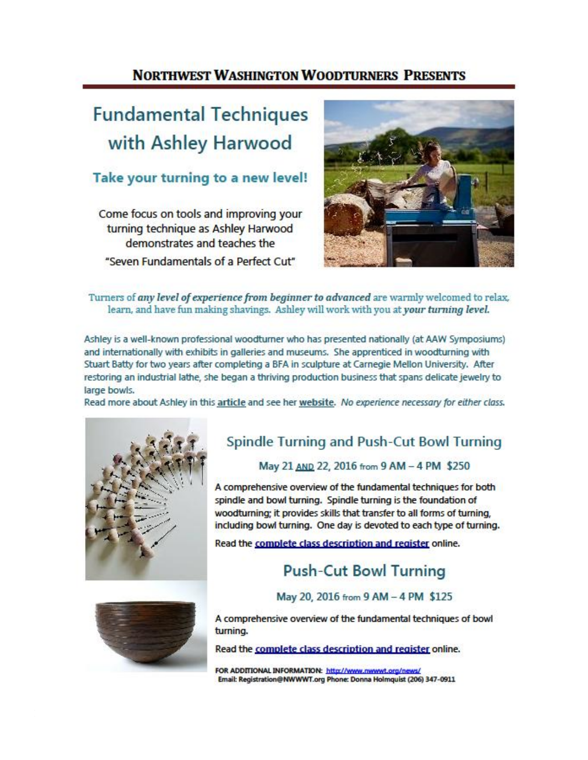## NORTHWEST WASHINGTON WOODTURNERS PRESENTS

# Fundamental Techniques with Ashley Harwood

### Take your turning to a new level!

Come focus on tools and improving your turning technique as Ashley Harwood demonstrates and teaches the "Seven Fundamentals of a Perfect Cut"

Turners of ***any level of experience from beginner to advanced*** are warmly welcomed to relax, learn, and have fun making shavings. Ashley will work with you at ***your turning level.***

Ashley is a well-known professional woodturner who has presented nationally (at AAW Symposiums) and internationally with exhibits in galleries and museums. She apprenticed in woodturning with Stuart Batty for two years after completing a BFA in sculpture at Carnegie Mellon University. After restoring an industrial lathe, she began a thriving production business that spans delicate jewelry to large bowls.

Read more about Ashley in this article and see her website. *No experience necessary for either class.*

## Spindle Turning and Push-Cut Bowl Turning

May 21 AND 22, 2016 from 9 AM – 4 PM $250

A comprehensive overview of the fundamental techniques for both spindle and bowl turning. Spindle turning is the foundation of woodturning; it provides skills that transfer to all forms of turning, including bowl turning. One day is devoted to each type of turning.

Read the complete class description and register online.

## Push-Cut Bowl Turning

May 20, 2016 from 9 AM – 4 PM $125

A comprehensive overview of the fundamental techniques of bowl turning.

Read the complete class description and register online.

**FOR ADDITIONAL INFORMATION:** http://www.nwwwt.org/news/
**Email:** Registration@NWWWT.org **Phone:** Donna Holmquist (206) 347-0911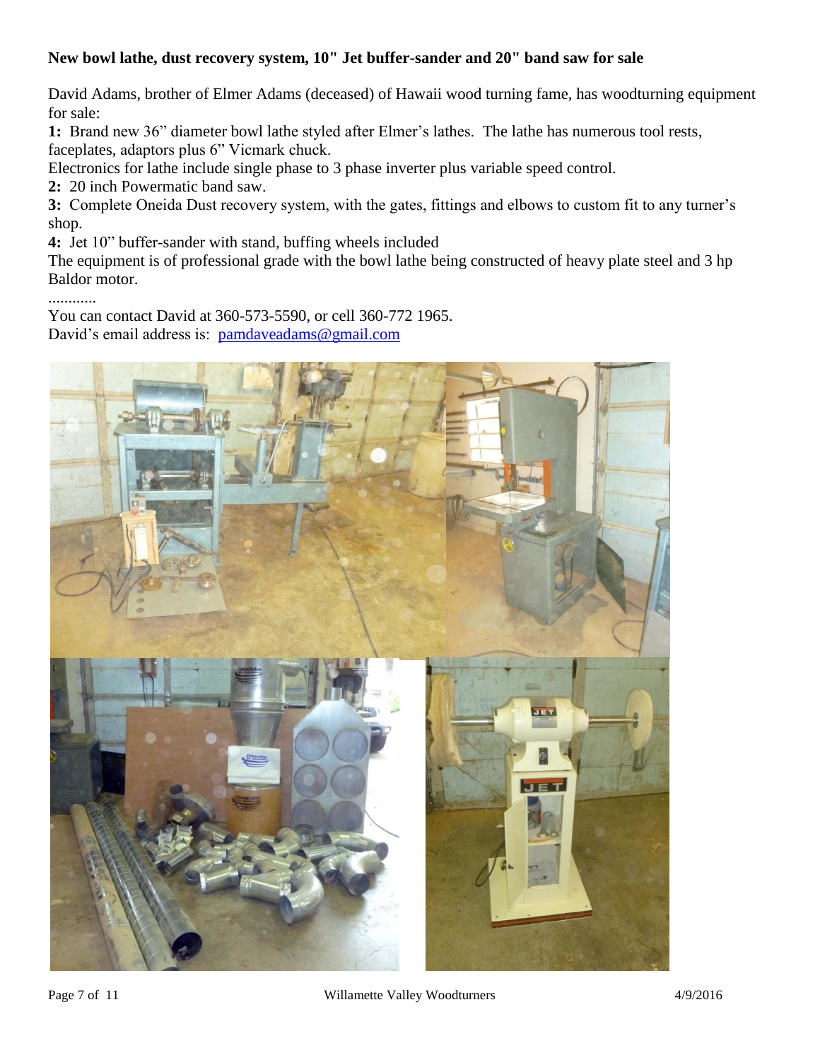**New bowl lathe, dust recovery system, 10" Jet buffer-sander and 20" band saw for sale**

David Adams, brother of Elmer Adams (deceased) of Hawaii wood turning fame, has woodturning equipment for sale:

**1:** Brand new 36" diameter bowl lathe styled after Elmer's lathes. The lathe has numerous tool rests, faceplates, adaptors plus 6" Vicmark chuck.
Electronics for lathe include single phase to 3 phase inverter plus variable speed control.

**2:** 20 inch Powermatic band saw.

**3:** Complete Oneida Dust recovery system, with the gates, fittings and elbows to custom fit to any turner's shop.

**4:** Jet 10" buffer-sander with stand, buffing wheels included

The equipment is of professional grade with the bowl lathe being constructed of heavy plate steel and 3 hp Baldor motor.

............

You can contact David at 360-573-5590, or cell 360-772 1965.
David's email address is: [pamdaveadams@gmail.com](mailto:pamdaveadams@gmail.com)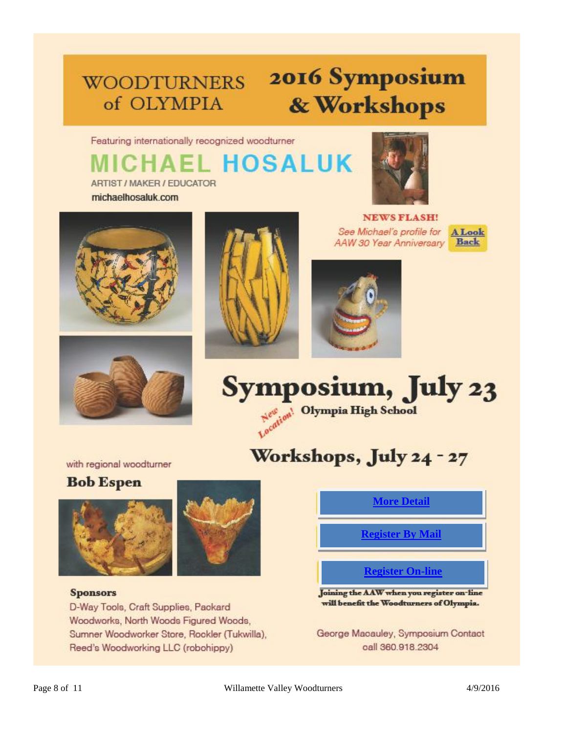# WOODTURNERS of OLYMPIA — 2016 Symposium & Workshops

Featuring internationally recognized woodturner

## MICHAEL HOSALUK

ARTIST / MAKER / EDUCATOR

michaelhosaluk.com

**NEWS FLASH!**

*See Michael's profile for AAW 30 Year Anniversary* **A Look Back**

## Symposium, July 23

*New Location!* **Olympia High School**

## Workshops, July 24 - 27

with regional woodturner

**Bob Espen**

**More Detail**

**Register By Mail**

**Register On-line**

**Joining the AAW when you register on-line will benefit the Woodturners of Olympia.**

**Sponsors**

D-Way Tools, Craft Supplies, Packard Woodworks, North Woods Figured Woods, Sumner Woodworker Store, Rockler (Tukwilla), Reed's Woodworking LLC (robohippy)

George Macauley, Symposium Contact
call 360.918.2304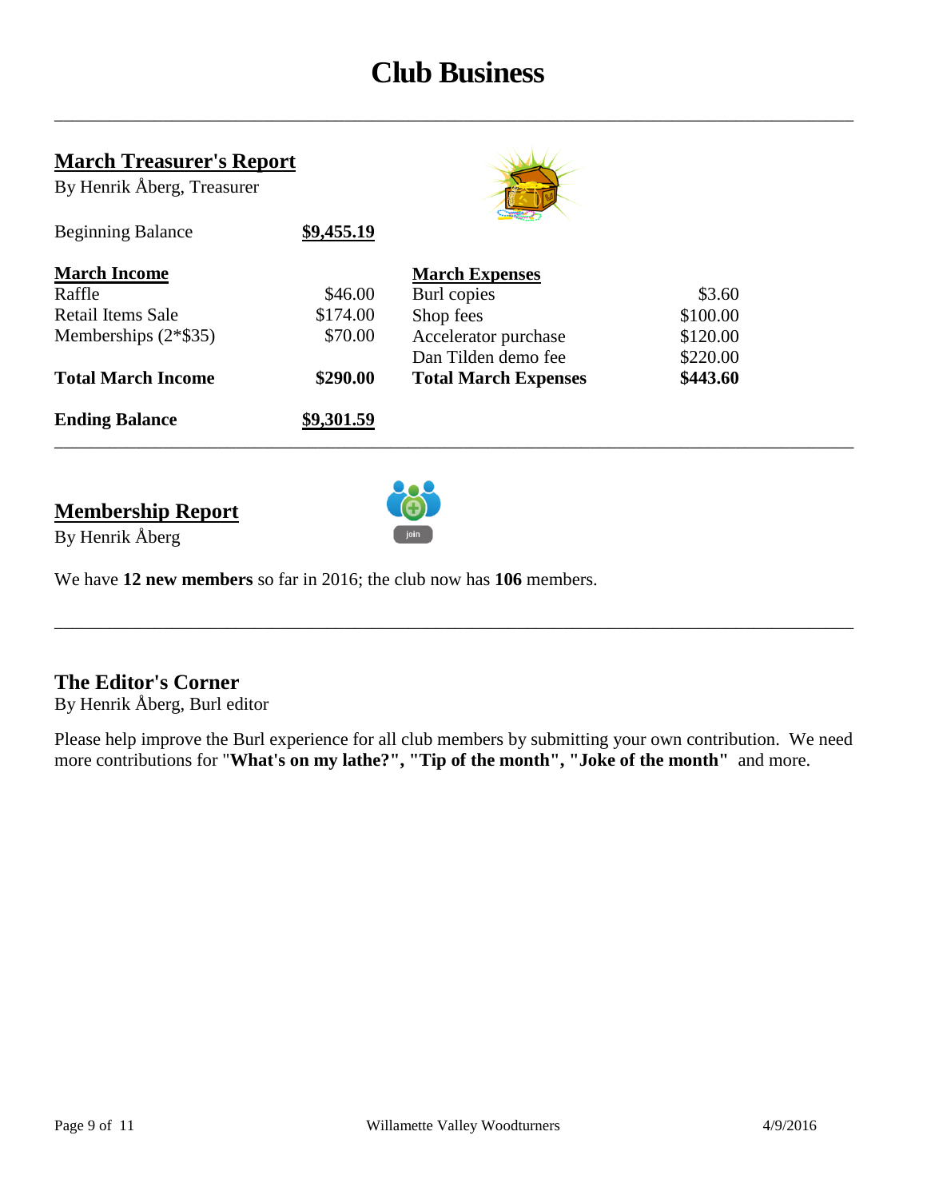# Club Business

## March Treasurer's Report

By Henrik Åberg, Treasurer

| | | | |
|---|---|---|---|
| Beginning Balance | **$9,455.19** | | |
| **March Income** | | **March Expenses** | |
| Raffle | $46.00 | Burl copies | $3.60 |
| Retail Items Sale | $174.00 | Shop fees | $100.00 |
| Memberships (2*$35) | $70.00 | Accelerator purchase | $120.00 |
| | | Dan Tilden demo fee | $220.00 |
| **Total March Income** | **$290.00** | **Total March Expenses** | **$443.60** |
| **Ending Balance** | **$9,301.59** | | |

## Membership Report

By Henrik Åberg

We have **12 new members** so far in 2016; the club now has **106** members.

## The Editor's Corner

By Henrik Åberg, Burl editor

Please help improve the Burl experience for all club members by submitting your own contribution. We need more contributions for **"What's on my lathe?", "Tip of the month", "Joke of the month"** and more.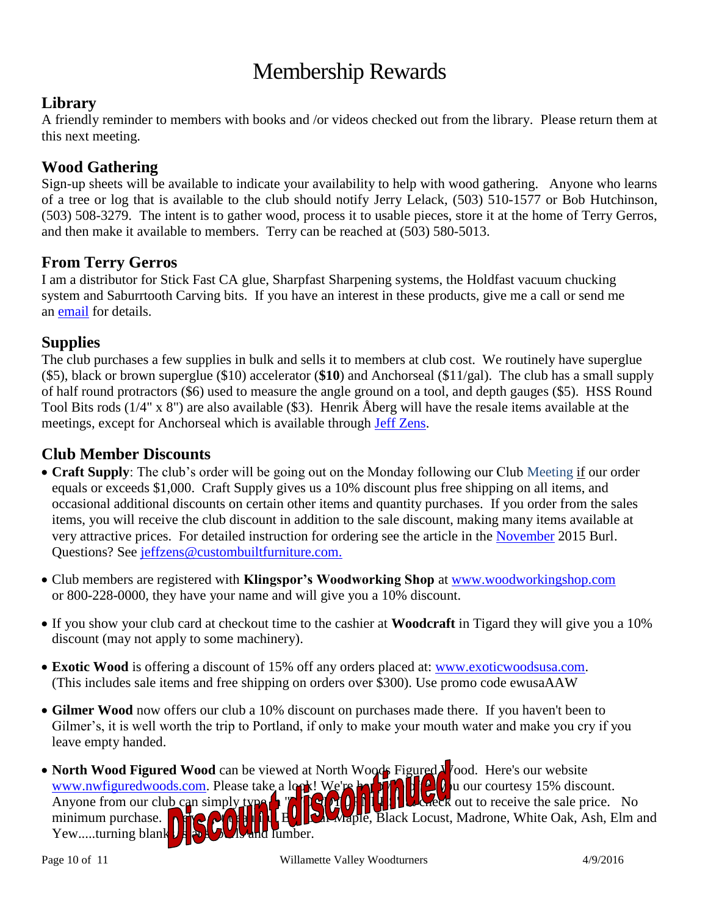# Membership Rewards

## Library

A friendly reminder to members with books and /or videos checked out from the library. Please return them at this next meeting.

## Wood Gathering

Sign-up sheets will be available to indicate your availability to help with wood gathering. Anyone who learns of a tree or log that is available to the club should notify Jerry Lelack, (503) 510-1577 or Bob Hutchinson, (503) 508-3279. The intent is to gather wood, process it to usable pieces, store it at the home of Terry Gerros, and then make it available to members. Terry can be reached at (503) 580-5013.

## From Terry Gerros

I am a distributor for Stick Fast CA glue, Sharpfast Sharpening systems, the Holdfast vacuum chucking system and Saburrtooth Carving bits. If you have an interest in these products, give me a call or send me an email for details.

## Supplies

The club purchases a few supplies in bulk and sells it to members at club cost. We routinely have superglue ($5), black or brown superglue ($10) accelerator (**$10**) and Anchorseal ($11/gal). The club has a small supply of half round protractors ($6) used to measure the angle ground on a tool, and depth gauges ($5). HSS Round Tool Bits rods (1/4" x 8") are also available ($3). Henrik Åberg will have the resale items available at the meetings, except for Anchorseal which is available through Jeff Zens.

## Club Member Discounts

- **Craft Supply**: The club's order will be going out on the Monday following our Club Meeting if our order equals or exceeds $1,000. Craft Supply gives us a 10% discount plus free shipping on all items, and occasional additional discounts on certain other items and quantity purchases. If you order from the sales items, you will receive the club discount in addition to the sale discount, making many items available at very attractive prices. For detailed instruction for ordering see the article in the November 2015 Burl. Questions? See jeffzens@custombuiltfurniture.com.

- Club members are registered with **Klingspor's Woodworking Shop** at www.woodworkingshop.com or 800-228-0000, they have your name and will give you a 10% discount.

- If you show your club card at checkout time to the cashier at **Woodcraft** in Tigard they will give you a 10% discount (may not apply to some machinery).

- **Exotic Wood** is offering a discount of 15% off any orders placed at: www.exoticwoodsusa.com. (This includes sale items and free shipping on orders over $300). Use promo code ewusaAAW

- **Gilmer Wood** now offers our club a 10% discount on purchases made there. If you haven't been to Gilmer's, it is well worth the trip to Portland, if only to make your mouth water and make you cry if you leave empty handed.

- **North Wood Figured Wood** can be viewed at North Woods Figured Wood. Here's our website www.nwfiguredwoods.com. Please take a look! We're ... u our courtesy 15% discount. Anyone from our club can simply type ... check out to receive the sale price. No minimum purchase. ... Maple, Black Locust, Madrone, White Oak, Ash, Elm and Yew.....turning blank... and lumber.

**Discount discontinued**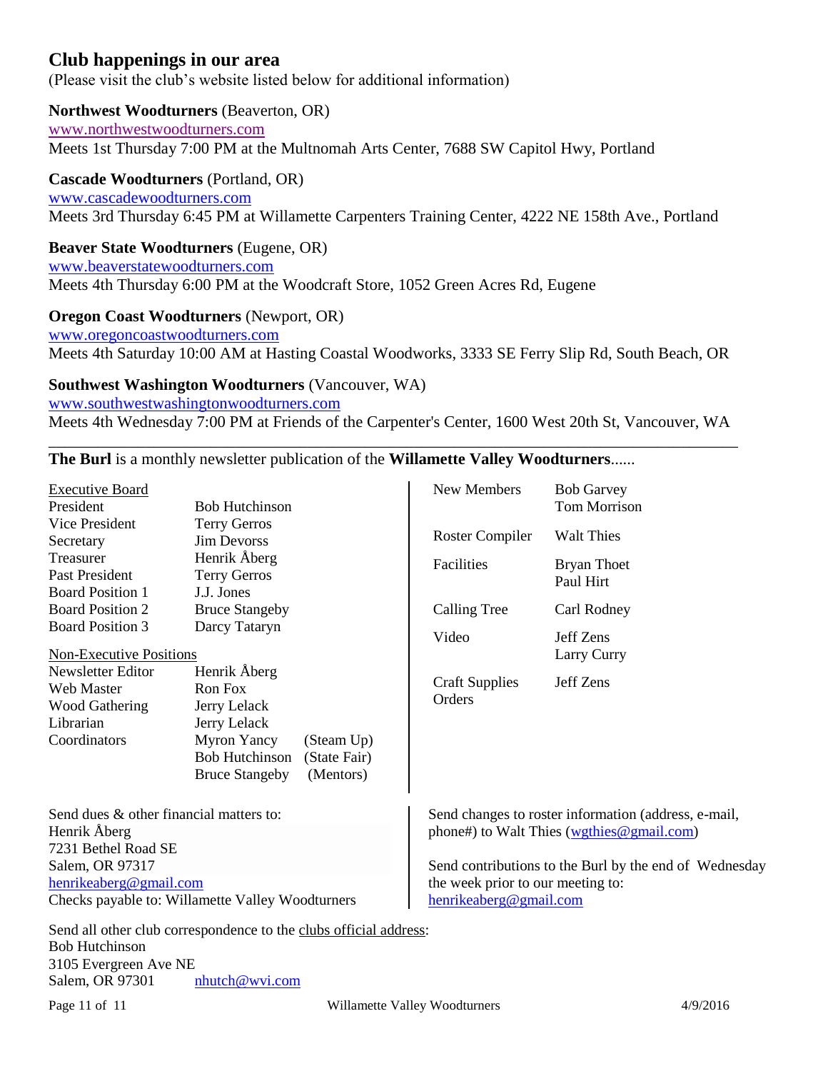## Club happenings in our area

(Please visit the club's website listed below for additional information)

**Northwest Woodturners** (Beaverton, OR)
www.northwestwoodturners.com
Meets 1st Thursday 7:00 PM at the Multnomah Arts Center, 7688 SW Capitol Hwy, Portland

**Cascade Woodturners** (Portland, OR)
www.cascadewoodturners.com
Meets 3rd Thursday 6:45 PM at Willamette Carpenters Training Center, 4222 NE 158th Ave., Portland

**Beaver State Woodturners** (Eugene, OR)
www.beaverstatewoodturners.com
Meets 4th Thursday 6:00 PM at the Woodcraft Store, 1052 Green Acres Rd, Eugene

**Oregon Coast Woodturners** (Newport, OR)
www.oregoncoastwoodturners.com
Meets 4th Saturday 10:00 AM at Hasting Coastal Woodworks, 3333 SE Ferry Slip Rd, South Beach, OR

**Southwest Washington Woodturners** (Vancouver, WA)
www.southwestwashingtonwoodturners.com
Meets 4th Wednesday 7:00 PM at Friends of the Carpenter's Center, 1600 West 20th St, Vancouver, WA

---

**The Burl** is a monthly newsletter publication of the **Willamette Valley Woodturners**......

Executive Board

| | |
|---|---|
| President | Bob Hutchinson |
| Vice President | Terry Gerros |
| Secretary | Jim Devorss |
| Treasurer | Henrik Åberg |
| Past President | Terry Gerros |
| Board Position 1 | J.J. Jones |
| Board Position 2 | Bruce Stangeby |
| Board Position 3 | Darcy Tataryn |

Non-Executive Positions

| | | |
|---|---|---|
| Newsletter Editor | Henrik Åberg | |
| Web Master | Ron Fox | |
| Wood Gathering | Jerry Lelack | |
| Librarian | Jerry Lelack | |
| Coordinators | Myron Yancy | (Steam Up) |
| | Bob Hutchinson | (State Fair) |
| | Bruce Stangeby | (Mentors) |

| | |
|---|---|
| New Members | Bob Garvey, Tom Morrison |
| Roster Compiler | Walt Thies |
| Facilities | Bryan Thoet, Paul Hirt |
| Calling Tree | Carl Rodney |
| Video | Jeff Zens, Larry Curry |
| Craft Supplies Orders | Jeff Zens |

Send dues & other financial matters to:
Henrik Åberg
7231 Bethel Road SE
Salem, OR 97317
henrikeaberg@gmail.com
Checks payable to: Willamette Valley Woodturners

Send changes to roster information (address, e-mail, phone#) to Walt Thies (wgthies@gmail.com)

Send contributions to the Burl by the end of Wednesday the week prior to our meeting to:
henrikeaberg@gmail.com

Send all other club correspondence to the clubs official address:
Bob Hutchinson
3105 Evergreen Ave NE
Salem, OR 97301 nhutch@wvi.com